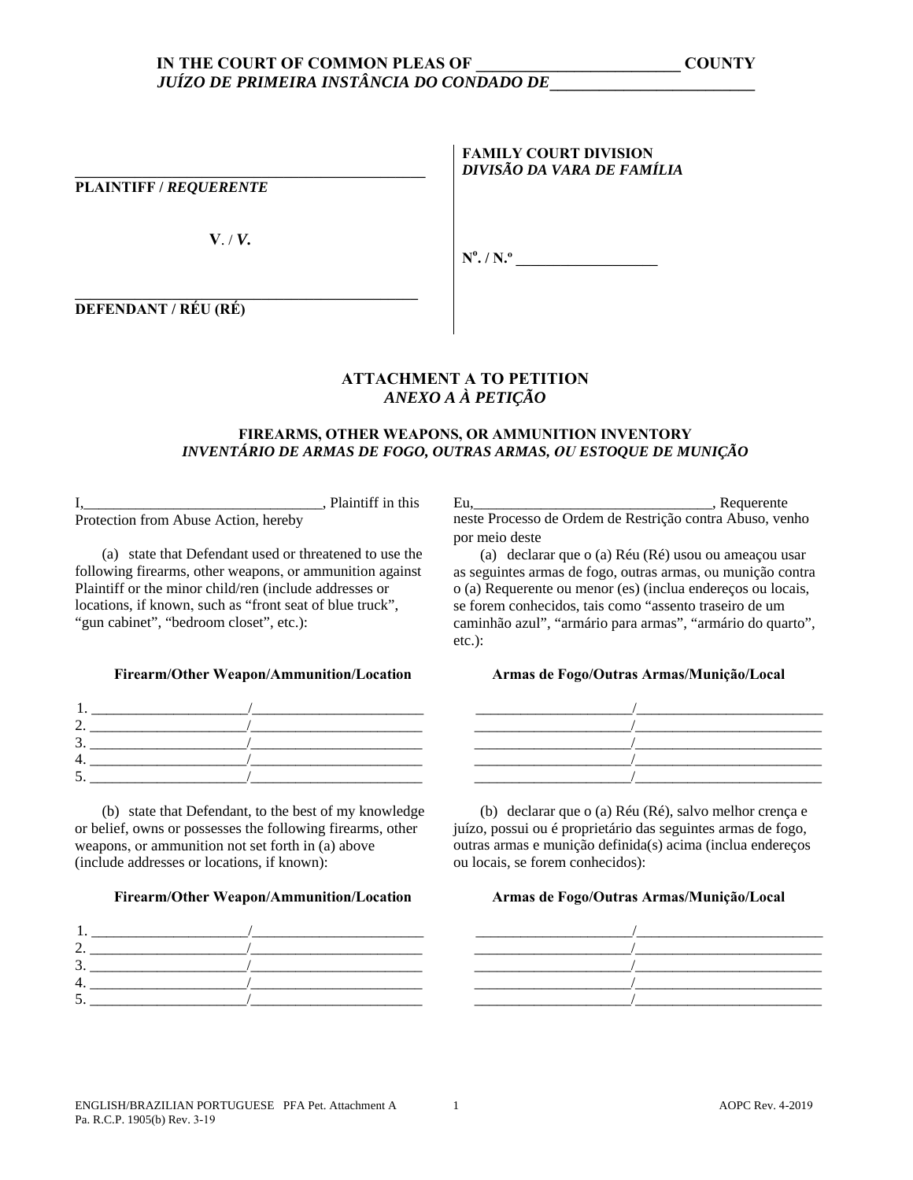**IN THE COURT OF COMMON PLEAS OF \_\_\_\_\_\_\_\_\_\_\_\_\_\_\_\_\_\_\_\_\_\_\_\_\_ COUNTY**
***JUÍZO DE PRIMEIRA INSTÂNCIA DO CONDADO DE\_\_\_\_\_\_\_\_\_\_\_\_\_\_\_\_\_\_\_\_\_\_\_\_\_***

| | |
|---|---|
| \_\_\_\_\_\_\_\_\_\_\_\_\_\_\_\_\_\_\_\_\_\_\_\_\_\_\_\_\_\_\_\_\_\_\_\_\_\_\_\_\_\_\_\_ **PLAINTIFF /** ***REQUERENTE*** | **FAMILY COURT DIVISION** ***DIVISÃO DA VARA DE FAMÍLIA*** |
| **V**. / ***V.*** | **Nº. / N.º** \_\_\_\_\_\_\_\_\_\_\_\_\_\_\_\_\_\_\_ |
| \_\_\_\_\_\_\_\_\_\_\_\_\_\_\_\_\_\_\_\_\_\_\_\_\_\_\_\_\_\_\_\_\_\_\_\_\_\_\_\_\_\_\_\_ **DEFENDANT / RÉU (RÉ)** | |

## ATTACHMENT A TO PETITION
## *ANEXO A À PETIÇÃO*

### FIREARMS, OTHER WEAPONS, OR AMMUNITION INVENTORY
### *INVENTÁRIO DE ARMAS DE FOGO, OUTRAS ARMAS, OU ESTOQUE DE MUNIÇÃO*

I,\_\_\_\_\_\_\_\_\_\_\_\_\_\_\_\_\_\_\_\_\_\_\_\_\_\_\_\_\_\_\_\_, Plaintiff in this Protection from Abuse Action, hereby

(a) state that Defendant used or threatened to use the following firearms, other weapons, or ammunition against Plaintiff or the minor child/ren (include addresses or locations, if known, such as "front seat of blue truck", "gun cabinet", "bedroom closet", etc.):

**Firearm/Other Weapon/Ammunition/Location**

1. \_\_\_\_\_\_\_\_\_\_\_\_\_\_\_\_\_\_\_\_\_\_/\_\_\_\_\_\_\_\_\_\_\_\_\_\_\_\_\_\_\_\_\_\_\_\_
2. \_\_\_\_\_\_\_\_\_\_\_\_\_\_\_\_\_\_\_\_\_\_/\_\_\_\_\_\_\_\_\_\_\_\_\_\_\_\_\_\_\_\_\_\_\_\_
3. \_\_\_\_\_\_\_\_\_\_\_\_\_\_\_\_\_\_\_\_\_\_/\_\_\_\_\_\_\_\_\_\_\_\_\_\_\_\_\_\_\_\_\_\_\_\_
4. \_\_\_\_\_\_\_\_\_\_\_\_\_\_\_\_\_\_\_\_\_\_/\_\_\_\_\_\_\_\_\_\_\_\_\_\_\_\_\_\_\_\_\_\_\_\_
5. \_\_\_\_\_\_\_\_\_\_\_\_\_\_\_\_\_\_\_\_\_\_/\_\_\_\_\_\_\_\_\_\_\_\_\_\_\_\_\_\_\_\_\_\_\_\_

(b) state that Defendant, to the best of my knowledge or belief, owns or possesses the following firearms, other weapons, or ammunition not set forth in (a) above (include addresses or locations, if known):

**Firearm/Other Weapon/Ammunition/Location**

1. \_\_\_\_\_\_\_\_\_\_\_\_\_\_\_\_\_\_\_\_\_\_/\_\_\_\_\_\_\_\_\_\_\_\_\_\_\_\_\_\_\_\_\_\_\_\_
2. \_\_\_\_\_\_\_\_\_\_\_\_\_\_\_\_\_\_\_\_\_\_/\_\_\_\_\_\_\_\_\_\_\_\_\_\_\_\_\_\_\_\_\_\_\_\_
3. \_\_\_\_\_\_\_\_\_\_\_\_\_\_\_\_\_\_\_\_\_\_/\_\_\_\_\_\_\_\_\_\_\_\_\_\_\_\_\_\_\_\_\_\_\_\_
4. \_\_\_\_\_\_\_\_\_\_\_\_\_\_\_\_\_\_\_\_\_\_/\_\_\_\_\_\_\_\_\_\_\_\_\_\_\_\_\_\_\_\_\_\_\_\_
5. \_\_\_\_\_\_\_\_\_\_\_\_\_\_\_\_\_\_\_\_\_\_/\_\_\_\_\_\_\_\_\_\_\_\_\_\_\_\_\_\_\_\_\_\_\_\_

Eu,\_\_\_\_\_\_\_\_\_\_\_\_\_\_\_\_\_\_\_\_\_\_\_\_\_\_\_\_\_\_\_\_, Requerente neste Processo de Ordem de Restrição contra Abuso, venho por meio deste

(a) declarar que o (a) Réu (Ré) usou ou ameaçou usar as seguintes armas de fogo, outras armas, ou munição contra o (a) Requerente ou menor (es) (inclua endereços ou locais, se forem conhecidos, tais como "assento traseiro de um caminhão azul", "armário para armas", "armário do quarto", etc.):

**Armas de Fogo/Outras Armas/Munição/Local**

\_\_\_\_\_\_\_\_\_\_\_\_\_\_\_\_\_\_\_\_\_\_/\_\_\_\_\_\_\_\_\_\_\_\_\_\_\_\_\_\_\_\_\_\_\_\_\_\_
\_\_\_\_\_\_\_\_\_\_\_\_\_\_\_\_\_\_\_\_\_\_/\_\_\_\_\_\_\_\_\_\_\_\_\_\_\_\_\_\_\_\_\_\_\_\_\_\_
\_\_\_\_\_\_\_\_\_\_\_\_\_\_\_\_\_\_\_\_\_\_/\_\_\_\_\_\_\_\_\_\_\_\_\_\_\_\_\_\_\_\_\_\_\_\_\_\_
\_\_\_\_\_\_\_\_\_\_\_\_\_\_\_\_\_\_\_\_\_\_/\_\_\_\_\_\_\_\_\_\_\_\_\_\_\_\_\_\_\_\_\_\_\_\_\_\_
\_\_\_\_\_\_\_\_\_\_\_\_\_\_\_\_\_\_\_\_\_\_/\_\_\_\_\_\_\_\_\_\_\_\_\_\_\_\_\_\_\_\_\_\_\_\_\_\_

(b) declarar que o (a) Réu (Ré), salvo melhor crença e juízo, possui ou é proprietário das seguintes armas de fogo, outras armas e munição definida(s) acima (inclua endereços ou locais, se forem conhecidos):

**Armas de Fogo/Outras Armas/Munição/Local**

\_\_\_\_\_\_\_\_\_\_\_\_\_\_\_\_\_\_\_\_\_\_/\_\_\_\_\_\_\_\_\_\_\_\_\_\_\_\_\_\_\_\_\_\_\_\_\_\_
\_\_\_\_\_\_\_\_\_\_\_\_\_\_\_\_\_\_\_\_\_\_/\_\_\_\_\_\_\_\_\_\_\_\_\_\_\_\_\_\_\_\_\_\_\_\_\_\_
\_\_\_\_\_\_\_\_\_\_\_\_\_\_\_\_\_\_\_\_\_\_/\_\_\_\_\_\_\_\_\_\_\_\_\_\_\_\_\_\_\_\_\_\_\_\_\_\_
\_\_\_\_\_\_\_\_\_\_\_\_\_\_\_\_\_\_\_\_\_\_/\_\_\_\_\_\_\_\_\_\_\_\_\_\_\_\_\_\_\_\_\_\_\_\_\_\_
\_\_\_\_\_\_\_\_\_\_\_\_\_\_\_\_\_\_\_\_\_\_/\_\_\_\_\_\_\_\_\_\_\_\_\_\_\_\_\_\_\_\_\_\_\_\_\_\_

ENGLISH/BRAZILIAN PORTUGUESE PFA Pet. Attachment A
Pa. R.C.P. 1905(b) Rev. 3-19
AOPC Rev. 4-2019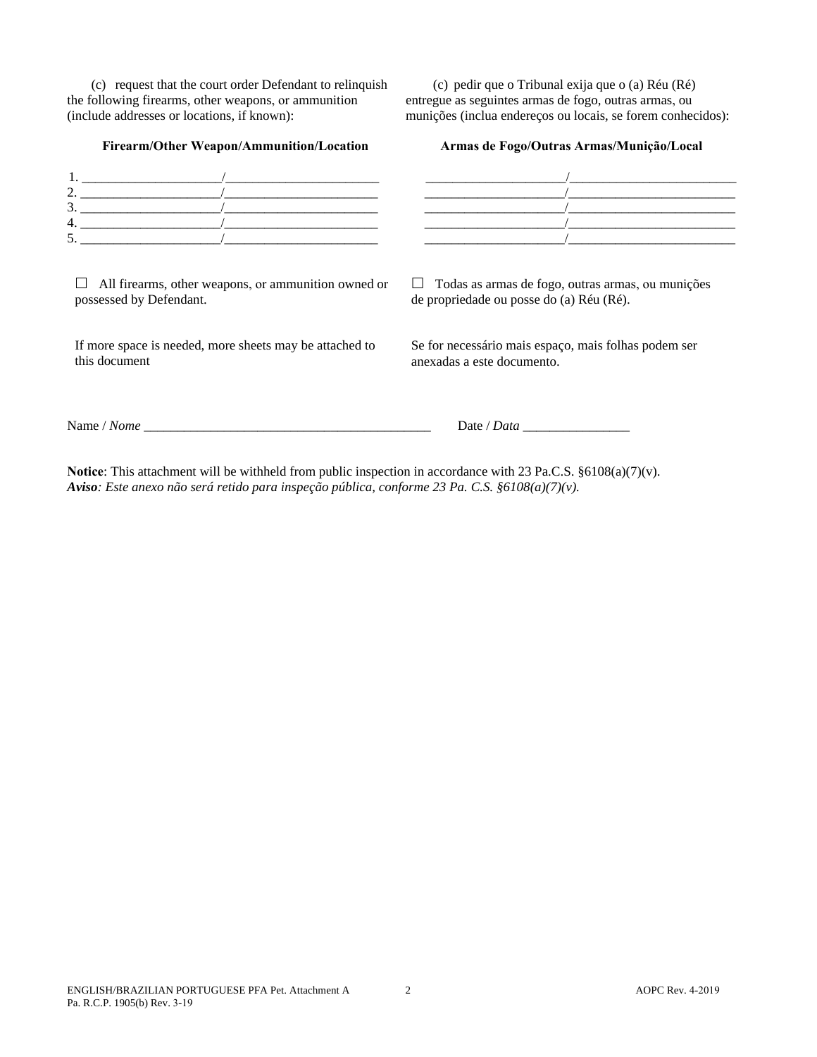(c) request that the court order Defendant to relinquish the following firearms, other weapons, or ammunition (include addresses or locations, if known):

(c) pedir que o Tribunal exija que o (a) Réu (Ré) entregue as seguintes armas de fogo, outras armas, ou munições (inclua endereços ou locais, se forem conhecidos):

**Firearm/Other Weapon/Ammunition/Location**

1. _____________________/_______________________
2. _____________________/_______________________
3. _____________________/_______________________
4. _____________________/_______________________
5. _____________________/_______________________

**Armas de Fogo/Outras Armas/Munição/Local**

_____________________/_________________________
_____________________/_________________________
_____________________/_________________________
_____________________/_________________________
_____________________/_________________________

☐ All firearms, other weapons, or ammunition owned or possessed by Defendant.

☐ Todas as armas de fogo, outras armas, ou munições de propriedade ou posse do (a) Réu (Ré).

If more space is needed, more sheets may be attached to this document

Se for necessário mais espaço, mais folhas podem ser anexadas a este documento.

Name / *Nome* ____________________________________________ Date / *Data* ________________

**Notice**: This attachment will be withheld from public inspection in accordance with 23 Pa.C.S. §6108(a)(7)(v).
***Aviso****: Este anexo não será retido para inspeção pública, conforme 23 Pa. C.S. §6108(a)(7)(v).*

ENGLISH/BRAZILIAN PORTUGUESE PFA Pet. Attachment A
Pa. R.C.P. 1905(b) Rev. 3-19
AOPC Rev. 4-2019